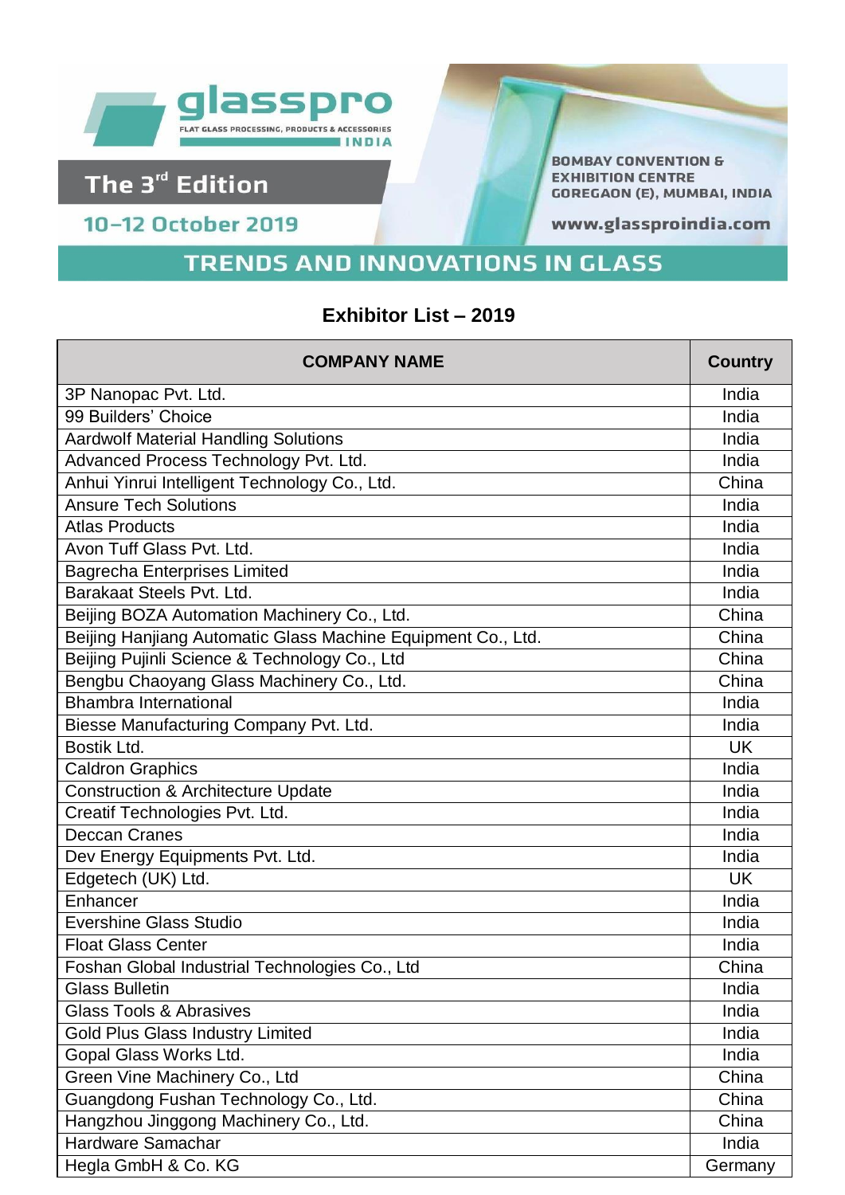glasspro

FLAT GLASS PROCESSING, PRODUCTS & ACCESSORIES

INDIA

The 3rd Edition

10–12 October 2019

BOMBAY CONVENTION & EXHIBITION CENTRE
GOREGAON (E), MUMBAI, INDIA

www.glassproindia.com

TRENDS AND INNOVATIONS IN GLASS

## Exhibitor List – 2019

| COMPANY NAME | Country |
|---|---|
| 3P Nanopac Pvt. Ltd. | India |
| 99 Builders' Choice | India |
| Aardwolf Material Handling Solutions | India |
| Advanced Process Technology Pvt. Ltd. | India |
| Anhui Yinrui Intelligent Technology Co., Ltd. | China |
| Ansure Tech Solutions | India |
| Atlas Products | India |
| Avon Tuff Glass Pvt. Ltd. | India |
| Bagrecha Enterprises Limited | India |
| Barakaat Steels Pvt. Ltd. | India |
| Beijing BOZA Automation Machinery Co., Ltd. | China |
| Beijing Hanjiang Automatic Glass Machine Equipment Co., Ltd. | China |
| Beijing Pujinli Science & Technology Co., Ltd | China |
| Bengbu Chaoyang Glass Machinery Co., Ltd. | China |
| Bhambra International | India |
| Biesse Manufacturing Company Pvt. Ltd. | India |
| Bostik Ltd. | UK |
| Caldron Graphics | India |
| Construction & Architecture Update | India |
| Creatif Technologies Pvt. Ltd. | India |
| Deccan Cranes | India |
| Dev Energy Equipments Pvt. Ltd. | India |
| Edgetech (UK) Ltd. | UK |
| Enhancer | India |
| Evershine Glass Studio | India |
| Float Glass Center | India |
| Foshan Global Industrial Technologies Co., Ltd | China |
| Glass Bulletin | India |
| Glass Tools & Abrasives | India |
| Gold Plus Glass Industry Limited | India |
| Gopal Glass Works Ltd. | India |
| Green Vine Machinery Co., Ltd | China |
| Guangdong Fushan Technology Co., Ltd. | China |
| Hangzhou Jinggong Machinery Co., Ltd. | China |
| Hardware Samachar | India |
| Hegla GmbH & Co. KG | Germany |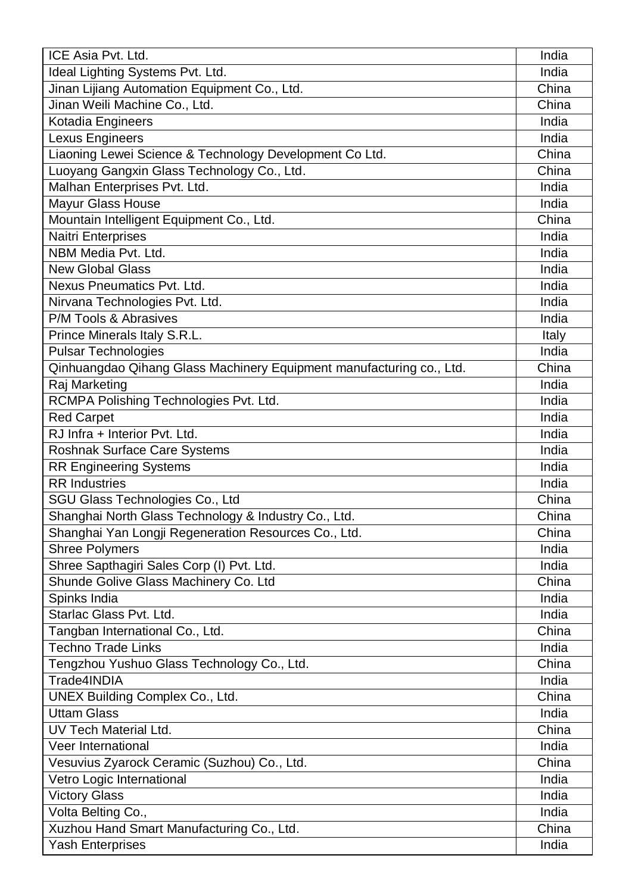| | |
|---|---|
| ICE Asia Pvt. Ltd. | India |
| Ideal Lighting Systems Pvt. Ltd. | India |
| Jinan Lijiang Automation Equipment Co., Ltd. | China |
| Jinan Weili Machine Co., Ltd. | China |
| Kotadia Engineers | India |
| Lexus Engineers | India |
| Liaoning Lewei Science & Technology Development Co Ltd. | China |
| Luoyang Gangxin Glass Technology Co., Ltd. | China |
| Malhan Enterprises Pvt. Ltd. | India |
| Mayur Glass House | India |
| Mountain Intelligent Equipment Co., Ltd. | China |
| Naitri Enterprises | India |
| NBM Media Pvt. Ltd. | India |
| New Global Glass | India |
| Nexus Pneumatics Pvt. Ltd. | India |
| Nirvana Technologies Pvt. Ltd. | India |
| P/M Tools & Abrasives | India |
| Prince Minerals Italy S.R.L. | Italy |
| Pulsar Technologies | India |
| Qinhuangdao Qihang Glass Machinery Equipment manufacturing co., Ltd. | China |
| Raj Marketing | India |
| RCMPA Polishing Technologies Pvt. Ltd. | India |
| Red Carpet | India |
| RJ Infra + Interior Pvt. Ltd. | India |
| Roshnak Surface Care Systems | India |
| RR Engineering Systems | India |
| RR Industries | India |
| SGU Glass Technologies Co., Ltd | China |
| Shanghai North Glass Technology & Industry Co., Ltd. | China |
| Shanghai Yan Longji Regeneration Resources Co., Ltd. | China |
| Shree Polymers | India |
| Shree Sapthagiri Sales Corp (I) Pvt. Ltd. | India |
| Shunde Golive Glass Machinery Co. Ltd | China |
| Spinks India | India |
| Starlac Glass Pvt. Ltd. | India |
| Tangban International Co., Ltd. | China |
| Techno Trade Links | India |
| Tengzhou Yushuo Glass Technology Co., Ltd. | China |
| Trade4INDIA | India |
| UNEX Building Complex Co., Ltd. | China |
| Uttam Glass | India |
| UV Tech Material Ltd. | China |
| Veer International | India |
| Vesuvius Zyarock Ceramic (Suzhou) Co., Ltd. | China |
| Vetro Logic International | India |
| Victory Glass | India |
| Volta Belting Co., | India |
| Xuzhou Hand Smart Manufacturing Co., Ltd. | China |
| Yash Enterprises | India |